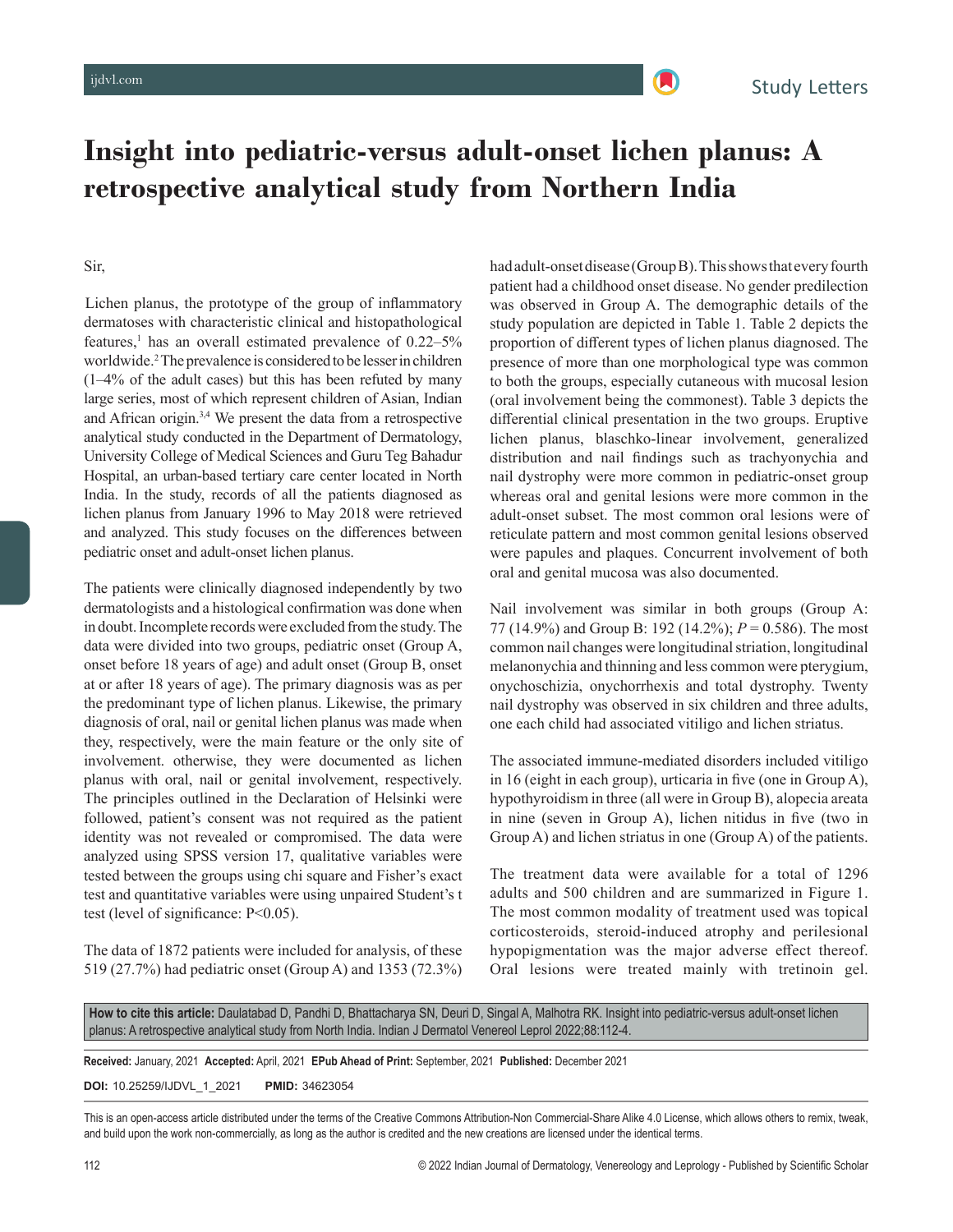# Insight into pediatric-versus adult-onset lichen planus: A retrospective analytical study from Northern India

Sir,

Lichen planus, the prototype of the group of inflammatory dermatoses with characteristic clinical and histopathological features,[1] has an overall estimated prevalence of 0.22–5% worldwide.[2] The prevalence is considered to be lesser in children (1–4% of the adult cases) but this has been refuted by many large series, most of which represent children of Asian, Indian and African origin.[3,4] We present the data from a retrospective analytical study conducted in the Department of Dermatology, University College of Medical Sciences and Guru Teg Bahadur Hospital, an urban-based tertiary care center located in North India. In the study, records of all the patients diagnosed as lichen planus from January 1996 to May 2018 were retrieved and analyzed. This study focuses on the differences between pediatric onset and adult-onset lichen planus.

The patients were clinically diagnosed independently by two dermatologists and a histological confirmation was done when in doubt. Incomplete records were excluded from the study. The data were divided into two groups, pediatric onset (Group A, onset before 18 years of age) and adult onset (Group B, onset at or after 18 years of age). The primary diagnosis was as per the predominant type of lichen planus. Likewise, the primary diagnosis of oral, nail or genital lichen planus was made when they, respectively, were the main feature or the only site of involvement. otherwise, they were documented as lichen planus with oral, nail or genital involvement, respectively. The principles outlined in the Declaration of Helsinki were followed, patient's consent was not required as the patient identity was not revealed or compromised. The data were analyzed using SPSS version 17, qualitative variables were tested between the groups using chi square and Fisher's exact test and quantitative variables were using unpaired Student's t test (level of significance: $P<0.05$).

The data of 1872 patients were included for analysis, of these 519 (27.7%) had pediatric onset (Group A) and 1353 (72.3%) had adult-onset disease (Group B). This shows that every fourth patient had a childhood onset disease. No gender predilection was observed in Group A. The demographic details of the study population are depicted in Table 1. Table 2 depicts the proportion of different types of lichen planus diagnosed. The presence of more than one morphological type was common to both the groups, especially cutaneous with mucosal lesion (oral involvement being the commonest). Table 3 depicts the differential clinical presentation in the two groups. Eruptive lichen planus, blaschko-linear involvement, generalized distribution and nail findings such as trachyonychia and nail dystrophy were more common in pediatric-onset group whereas oral and genital lesions were more common in the adult-onset subset. The most common oral lesions were of reticulate pattern and most common genital lesions observed were papules and plaques. Concurrent involvement of both oral and genital mucosa was also documented.

Nail involvement was similar in both groups (Group A: 77 (14.9%) and Group B: 192 (14.2%); $P = 0.586$). The most common nail changes were longitudinal striation, longitudinal melanonychia and thinning and less common were pterygium, onychoschizia, onychorrhexis and total dystrophy. Twenty nail dystrophy was observed in six children and three adults, one each child had associated vitiligo and lichen striatus.

The associated immune-mediated disorders included vitiligo in 16 (eight in each group), urticaria in five (one in Group A), hypothyroidism in three (all were in Group B), alopecia areata in nine (seven in Group A), lichen nitidus in five (two in Group A) and lichen striatus in one (Group A) of the patients.

The treatment data were available for a total of 1296 adults and 500 children and are summarized in Figure 1. The most common modality of treatment used was topical corticosteroids, steroid-induced atrophy and perilesional hypopigmentation was the major adverse effect thereof. Oral lesions were treated mainly with tretinoin gel.

**How to cite this article:** Daulatabad D, Pandhi D, Bhattacharya SN, Deuri D, Singal A, Malhotra RK. Insight into pediatric-versus adult-onset lichen planus: A retrospective analytical study from North India. Indian J Dermatol Venereol Leprol 2022;88:112-4.

**Received:** January, 2021 **Accepted:** April, 2021 **EPub Ahead of Print:** September, 2021 **Published:** December 2021

**DOI:** 10.25259/IJDVL_1_2021 **PMID:** 34623054

This is an open-access article distributed under the terms of the Creative Commons Attribution-Non Commercial-Share Alike 4.0 License, which allows others to remix, tweak, and build upon the work non-commercially, as long as the author is credited and the new creations are licensed under the identical terms.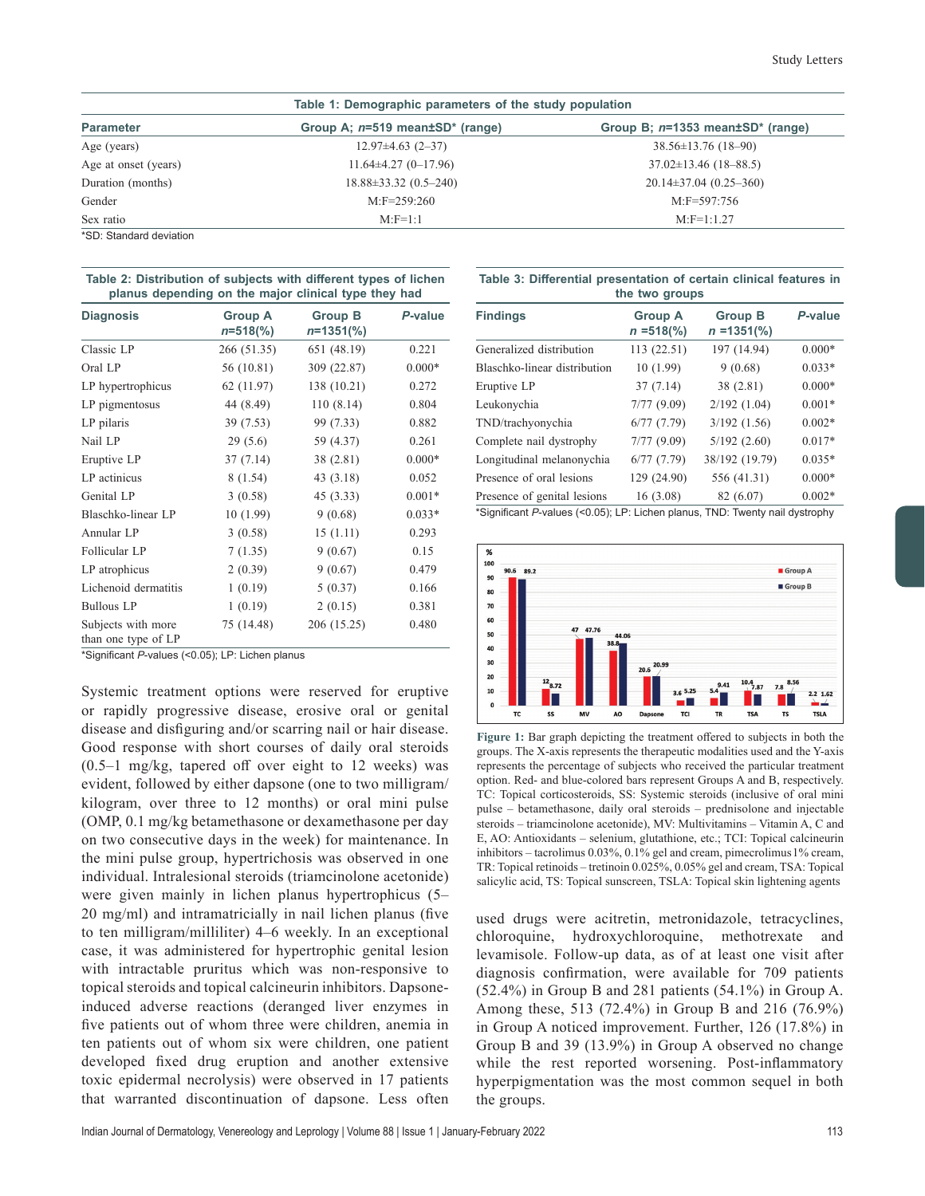**Table 1: Demographic parameters of the study population**

| Parameter | Group A; *n*=519 mean±SD* (range) | Group B; *n*=1353 mean±SD* (range) |
|---|---|---|
| Age (years) | 12.97±4.63 (2–37) | 38.56±13.76 (18–90) |
| Age at onset (years) | 11.64±4.27 (0–17.96) | 37.02±13.46 (18–88.5) |
| Duration (months) | 18.88±33.32 (0.5–240) | 20.14±37.04 (0.25–360) |
| Gender | M:F=259:260 | M:F=597:756 |
| Sex ratio | M:F=1:1 | M:F=1:1.27 |

*SD: Standard deviation

**Table 2: Distribution of subjects with different types of lichen planus depending on the major clinical type they had**

| Diagnosis | Group A *n*=518(%) | Group B *n*=1351(%) | *P*-value |
|---|---|---|---|
| Classic LP | 266 (51.35) | 651 (48.19) | 0.221 |
| Oral LP | 56 (10.81) | 309 (22.87) | 0.000* |
| LP hypertrophicus | 62 (11.97) | 138 (10.21) | 0.272 |
| LP pigmentosus | 44 (8.49) | 110 (8.14) | 0.804 |
| LP pilaris | 39 (7.53) | 99 (7.33) | 0.882 |
| Nail LP | 29 (5.6) | 59 (4.37) | 0.261 |
| Eruptive LP | 37 (7.14) | 38 (2.81) | 0.000* |
| LP actinicus | 8 (1.54) | 43 (3.18) | 0.052 |
| Genital LP | 3 (0.58) | 45 (3.33) | 0.001* |
| Blaschko-linear LP | 10 (1.99) | 9 (0.68) | 0.033* |
| Annular LP | 3 (0.58) | 15 (1.11) | 0.293 |
| Follicular LP | 7 (1.35) | 9 (0.67) | 0.15 |
| LP atrophicus | 2 (0.39) | 9 (0.67) | 0.479 |
| Lichenoid dermatitis | 1 (0.19) | 5 (0.37) | 0.166 |
| Bullous LP | 1 (0.19) | 2 (0.15) | 0.381 |
| Subjects with more than one type of LP | 75 (14.48) | 206 (15.25) | 0.480 |

*Significant *P*-values (<0.05); LP: Lichen planus

Systemic treatment options were reserved for eruptive or rapidly progressive disease, erosive oral or genital disease and disfiguring and/or scarring nail or hair disease. Good response with short courses of daily oral steroids (0.5–1 mg/kg, tapered off over eight to 12 weeks) was evident, followed by either dapsone (one to two milligram/kilogram, over three to 12 months) or oral mini pulse (OMP, 0.1 mg/kg betamethasone or dexamethasone per day on two consecutive days in the week) for maintenance. In the mini pulse group, hypertrichosis was observed in one individual. Intralesional steroids (triamcinolone acetonide) were given mainly in lichen planus hypertrophicus (5–20 mg/ml) and intramatricially in nail lichen planus (five to ten milligram/milliliter) 4–6 weekly. In an exceptional case, it was administered for hypertrophic genital lesion with intractable pruritus which was non-responsive to topical steroids and topical calcineurin inhibitors. Dapsone-induced adverse reactions (deranged liver enzymes in five patients out of whom three were children, anemia in ten patients out of whom six were children, one patient developed fixed drug eruption and another extensive toxic epidermal necrolysis) were observed in 17 patients that warranted discontinuation of dapsone. Less often used drugs were acitretin, metronidazole, tetracyclines, chloroquine, hydroxychloroquine, methotrexate and levamisole. Follow-up data, as of at least one visit after diagnosis confirmation, were available for 709 patients (52.4%) in Group B and 281 patients (54.1%) in Group A. Among these, 513 (72.4%) in Group B and 216 (76.9%) in Group A noticed improvement. Further, 126 (17.8%) in Group B and 39 (13.9%) in Group A observed no change while the rest reported worsening. Post-inflammatory hyperpigmentation was the most common sequel in both the groups.

**Table 3: Differential presentation of certain clinical features in the two groups**

| Findings | Group A *n* =518(%) | Group B *n* =1351(%) | *P*-value |
|---|---|---|---|
| Generalized distribution | 113 (22.51) | 197 (14.94) | 0.000* |
| Blaschko-linear distribution | 10 (1.99) | 9 (0.68) | 0.033* |
| Eruptive LP | 37 (7.14) | 38 (2.81) | 0.000* |
| Leukonychia | 7/77 (9.09) | 2/192 (1.04) | 0.001* |
| TND/trachyonychia | 6/77 (7.79) | 3/192 (1.56) | 0.002* |
| Complete nail dystrophy | 7/77 (9.09) | 5/192 (2.60) | 0.017* |
| Longitudinal melanonychia | 6/77 (7.79) | 38/192 (19.79) | 0.035* |
| Presence of oral lesions | 129 (24.90) | 556 (41.31) | 0.000* |
| Presence of genital lesions | 16 (3.08) | 82 (6.07) | 0.002* |

*Significant *P*-values (<0.05); LP: Lichen planus, TND: Twenty nail dystrophy

**Figure 1:** Bar graph depicting the treatment offered to subjects in both the groups. The X-axis represents the therapeutic modalities used and the Y-axis represents the percentage of subjects who received the particular treatment option. Red- and blue-colored bars represent Groups A and B, respectively. TC: Topical corticosteroids, SS: Systemic steroids (inclusive of oral mini pulse – betamethasone, daily oral steroids – prednisolone and injectable steroids – triamcinolone acetonide), MV: Multivitamins – Vitamin A, C and E, AO: Antioxidants – selenium, glutathione, etc.; TCI: Topical calcineurin inhibitors – tacrolimus 0.03%, 0.1% gel and cream, pimecrolimus 1% cream, TR: Topical retinoids – tretinoin 0.025%, 0.05% gel and cream, TSA: Topical salicylic acid, TS: Topical sunscreen, TSLA: Topical skin lightening agents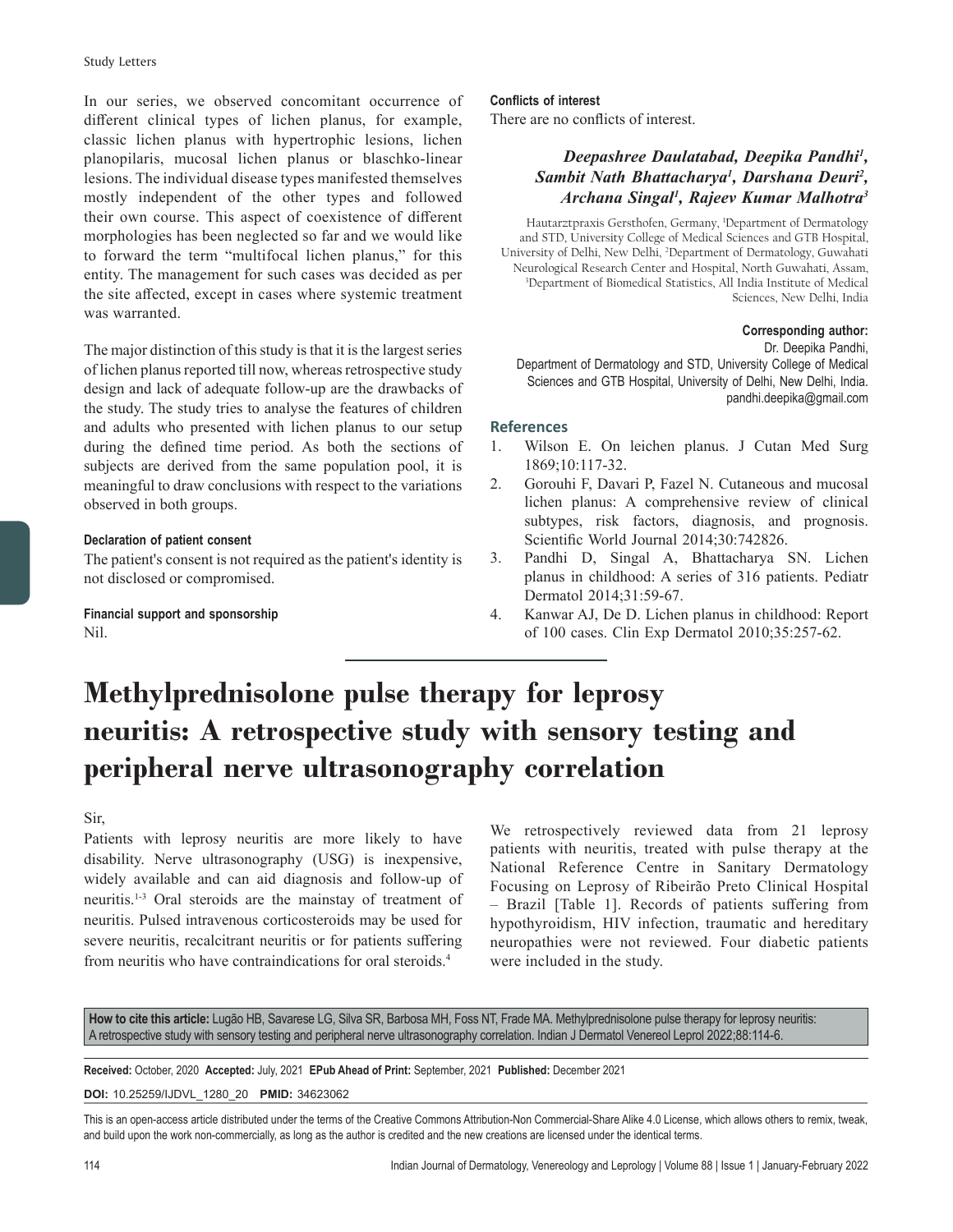In our series, we observed concomitant occurrence of different clinical types of lichen planus, for example, classic lichen planus with hypertrophic lesions, lichen planopilaris, mucosal lichen planus or blaschko-linear lesions. The individual disease types manifested themselves mostly independent of the other types and followed their own course. This aspect of coexistence of different morphologies has been neglected so far and we would like to forward the term "multifocal lichen planus," for this entity. The management for such cases was decided as per the site affected, except in cases where systemic treatment was warranted.

The major distinction of this study is that it is the largest series of lichen planus reported till now, whereas retrospective study design and lack of adequate follow-up are the drawbacks of the study. The study tries to analyse the features of children and adults who presented with lichen planus to our setup during the defined time period. As both the sections of subjects are derived from the same population pool, it is meaningful to draw conclusions with respect to the variations observed in both groups.

**Declaration of patient consent**

The patient's consent is not required as the patient's identity is not disclosed or compromised.

**Financial support and sponsorship**

Nil.

**Conflicts of interest**

There are no conflicts of interest.

***Deepashree Daulatabad, Deepika Pandhi[1], Sambit Nath Bhattacharya[1], Darshana Deuri[2], Archana Singal[1], Rajeev Kumar Malhotra[3]***

Hautarztpraxis Gersthofen, Germany, [1]Department of Dermatology and STD, University College of Medical Sciences and GTB Hospital, University of Delhi, New Delhi, [2]Department of Dermatology, Guwahati Neurological Research Center and Hospital, North Guwahati, Assam, [3]Department of Biomedical Statistics, All India Institute of Medical Sciences, New Delhi, India

**Corresponding author:**
Dr. Deepika Pandhi,
Department of Dermatology and STD, University College of Medical Sciences and GTB Hospital, University of Delhi, New Delhi, India.
pandhi.deepika@gmail.com

## References

1. Wilson E. On leichen planus. J Cutan Med Surg 1869;10:117-32.
2. Gorouhi F, Davari P, Fazel N. Cutaneous and mucosal lichen planus: A comprehensive review of clinical subtypes, risk factors, diagnosis, and prognosis. Scientific World Journal 2014;30:742826.
3. Pandhi D, Singal A, Bhattacharya SN. Lichen planus in childhood: A series of 316 patients. Pediatr Dermatol 2014;31:59-67.
4. Kanwar AJ, De D. Lichen planus in childhood: Report of 100 cases. Clin Exp Dermatol 2010;35:257-62.

# Methylprednisolone pulse therapy for leprosy neuritis: A retrospective study with sensory testing and peripheral nerve ultrasonography correlation

Sir,

Patients with leprosy neuritis are more likely to have disability. Nerve ultrasonography (USG) is inexpensive, widely available and can aid diagnosis and follow-up of neuritis.[1-3] Oral steroids are the mainstay of treatment of neuritis. Pulsed intravenous corticosteroids may be used for severe neuritis, recalcitrant neuritis or for patients suffering from neuritis who have contraindications for oral steroids.[4]

We retrospectively reviewed data from 21 leprosy patients with neuritis, treated with pulse therapy at the National Reference Centre in Sanitary Dermatology Focusing on Leprosy of Ribeirão Preto Clinical Hospital – Brazil [Table 1]. Records of patients suffering from hypothyroidism, HIV infection, traumatic and hereditary neuropathies were not reviewed. Four diabetic patients were included in the study.

**How to cite this article:** Lugão HB, Savarese LG, Silva SR, Barbosa MH, Foss NT, Frade MA. Methylprednisolone pulse therapy for leprosy neuritis: A retrospective study with sensory testing and peripheral nerve ultrasonography correlation. Indian J Dermatol Venereol Leprol 2022;88:114-6.

**Received:** October, 2020 **Accepted:** July, 2021 **EPub Ahead of Print:** September, 2021 **Published:** December 2021

**DOI:** 10.25259/IJDVL_1280_20 **PMID:** 34623062

This is an open-access article distributed under the terms of the Creative Commons Attribution-Non Commercial-Share Alike 4.0 License, which allows others to remix, tweak, and build upon the work non-commercially, as long as the author is credited and the new creations are licensed under the identical terms.